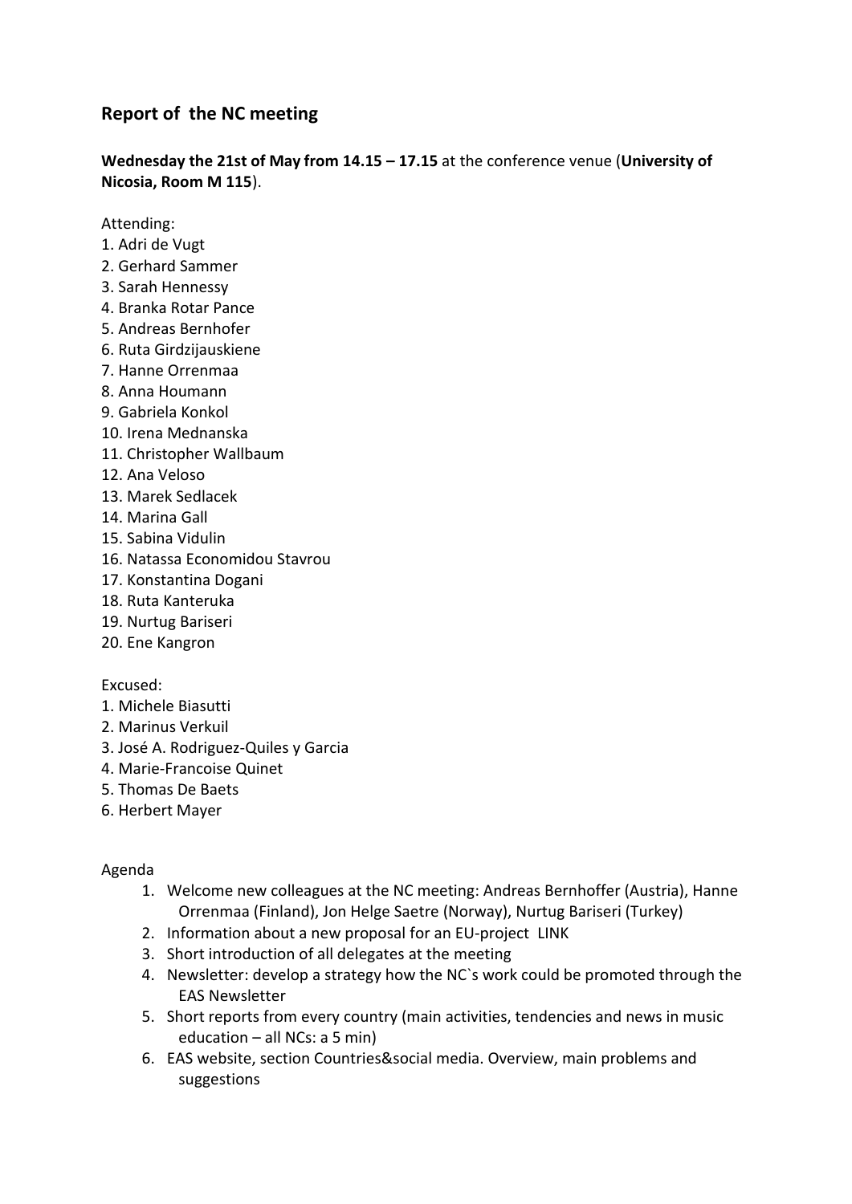## Report of the NC meeting

**Wednesday the 21st of May from 14.15 – 17.15** at the conference venue (**University of Nicosia, Room M 115**).

Attending:

1. Adri de Vugt
2. Gerhard Sammer
3. Sarah Hennessy
4. Branka Rotar Pance
5. Andreas Bernhofer
6. Ruta Girdzijauskiene
7. Hanne Orrenmaa
8. Anna Houmann
9. Gabriela Konkol
10. Irena Mednanska
11. Christopher Wallbaum
12. Ana Veloso
13. Marek Sedlacek
14. Marina Gall
15. Sabina Vidulin
16. Natassa Economidou Stavrou
17. Konstantina Dogani
18. Ruta Kanteruka
19. Nurtug Bariseri
20. Ene Kangron

Excused:

1. Michele Biasutti
2. Marinus Verkuil
3. José A. Rodriguez-Quiles y Garcia
4. Marie-Francoise Quinet
5. Thomas De Baets
6. Herbert Mayer

Agenda

1. Welcome new colleagues at the NC meeting: Andreas Bernhoffer (Austria), Hanne Orrenmaa (Finland), Jon Helge Saetre (Norway), Nurtug Bariseri (Turkey)
2. Information about a new proposal for an EU-project LINK
3. Short introduction of all delegates at the meeting
4. Newsletter: develop a strategy how the NC`s work could be promoted through the EAS Newsletter
5. Short reports from every country (main activities, tendencies and news in music education – all NCs: a 5 min)
6. EAS website, section Countries&social media. Overview, main problems and suggestions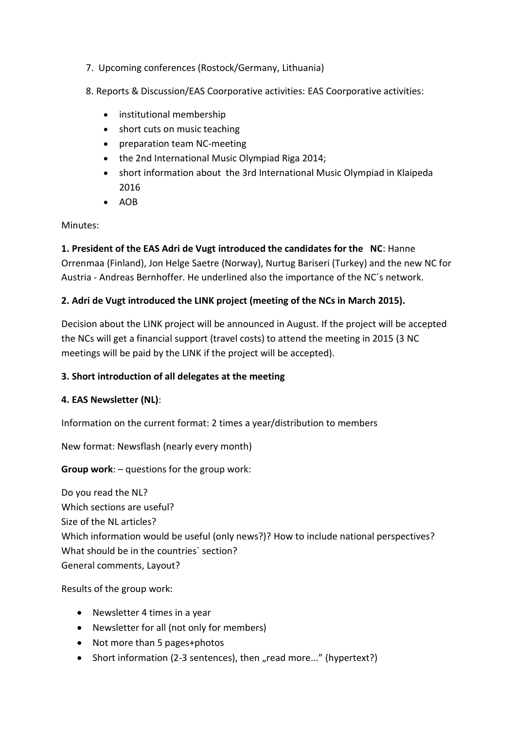7. Upcoming conferences (Rostock/Germany, Lithuania)

8. Reports & Discussion/EAS Coorporative activities: EAS Coorporative activities:

- institutional membership
- short cuts on music teaching
- preparation team NC-meeting
- the 2nd International Music Olympiad Riga 2014;
- short information about the 3rd International Music Olympiad in Klaipeda 2016
- AOB

Minutes:

**1. President of the EAS Adri de Vugt introduced the candidates for the NC**: Hanne Orrenmaa (Finland), Jon Helge Saetre (Norway), Nurtug Bariseri (Turkey) and the new NC for Austria - Andreas Bernhoffer. He underlined also the importance of the NC´s network.

**2. Adri de Vugt introduced the LINK project (meeting of the NCs in March 2015).**

Decision about the LINK project will be announced in August. If the project will be accepted the NCs will get a financial support (travel costs) to attend the meeting in 2015 (3 NC meetings will be paid by the LINK if the project will be accepted).

**3. Short introduction of all delegates at the meeting**

**4. EAS Newsletter (NL)**:

Information on the current format: 2 times a year/distribution to members

New format: Newsflash (nearly every month)

**Group work**: – questions for the group work:

Do you read the NL?
Which sections are useful?
Size of the NL articles?
Which information would be useful (only news?)? How to include national perspectives?
What should be in the countries` section?
General comments, Layout?

Results of the group work:

- Newsletter 4 times in a year
- Newsletter for all (not only for members)
- Not more than 5 pages+photos
- Short information (2-3 sentences), then „read more..." (hypertext?)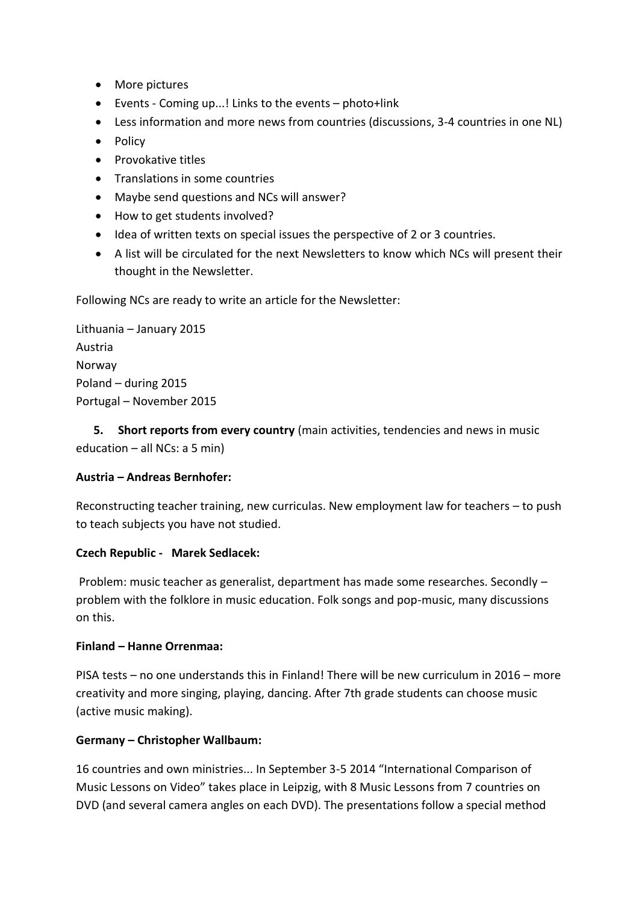- More pictures
- Events - Coming up...! Links to the events – photo+link
- Less information and more news from countries (discussions, 3-4 countries in one NL)
- Policy
- Provokative titles
- Translations in some countries
- Maybe send questions and NCs will answer?
- How to get students involved?
- Idea of written texts on special issues the perspective of 2 or 3 countries.
- A list will be circulated for the next Newsletters to know which NCs will present their thought in the Newsletter.

Following NCs are ready to write an article for the Newsletter:

Lithuania – January 2015  
Austria  
Norway  
Poland – during 2015  
Portugal – November 2015

**5. Short reports from every country** (main activities, tendencies and news in music education – all NCs: a 5 min)

**Austria – Andreas Bernhofer:**

Reconstructing teacher training, new curriculas. New employment law for teachers – to push to teach subjects you have not studied.

**Czech Republic - Marek Sedlacek:**

Problem: music teacher as generalist, department has made some researches. Secondly – problem with the folklore in music education. Folk songs and pop-music, many discussions on this.

**Finland – Hanne Orrenmaa:**

PISA tests – no one understands this in Finland! There will be new curriculum in 2016 – more creativity and more singing, playing, dancing. After 7th grade students can choose music (active music making).

**Germany – Christopher Wallbaum:**

16 countries and own ministries... In September 3-5 2014 "International Comparison of Music Lessons on Video" takes place in Leipzig, with 8 Music Lessons from 7 countries on DVD (and several camera angles on each DVD). The presentations follow a special method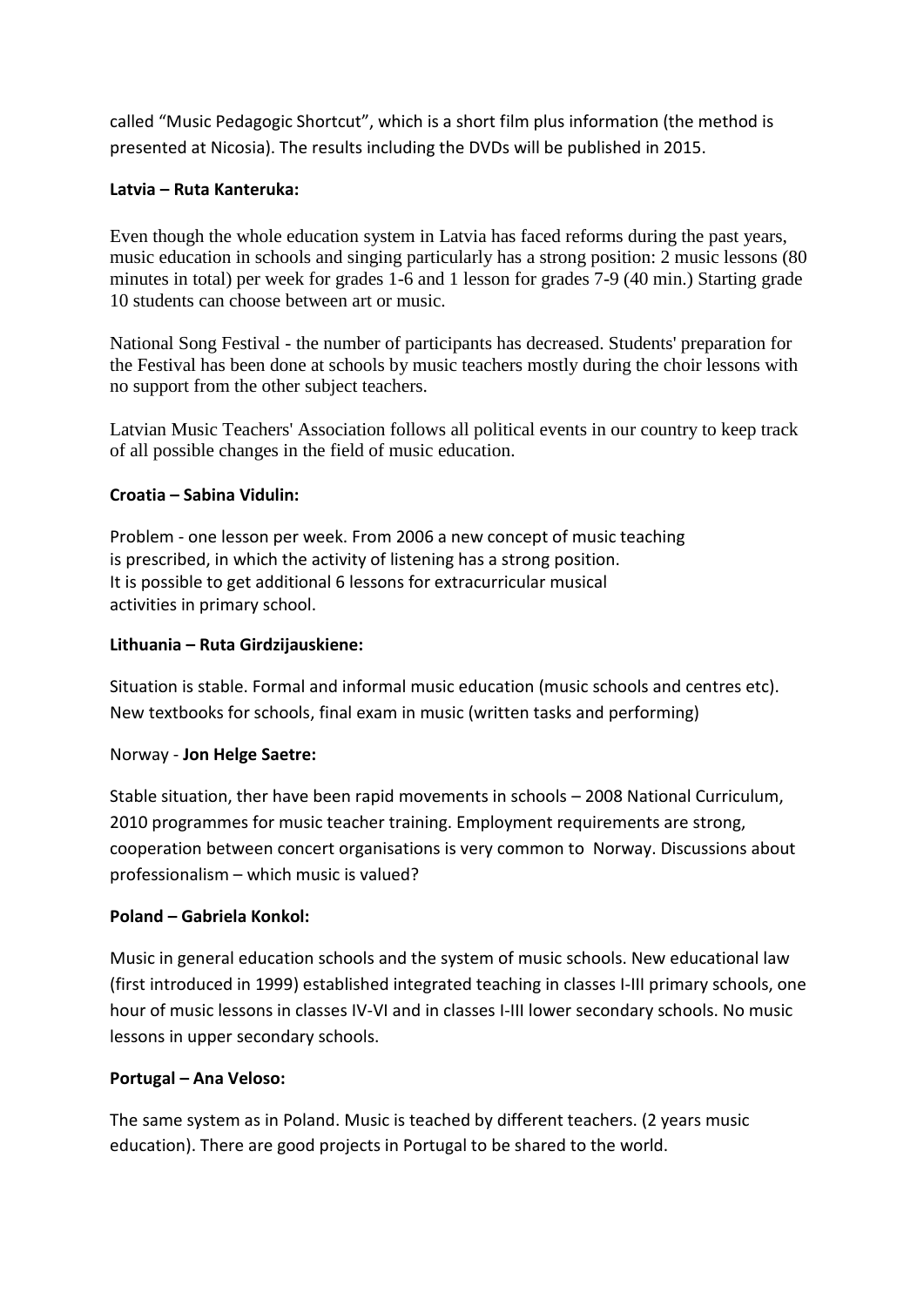called “Music Pedagogic Shortcut”, which is a short film plus information (the method is presented at Nicosia). The results including the DVDs will be published in 2015.

**Latvia – Ruta Kanteruka:**

Even though the whole education system in Latvia has faced reforms during the past years, music education in schools and singing particularly has a strong position: 2 music lessons (80 minutes in total) per week for grades 1-6 and 1 lesson for grades 7-9 (40 min.) Starting grade 10 students can choose between art or music.

National Song Festival - the number of participants has decreased. Students' preparation for the Festival has been done at schools by music teachers mostly during the choir lessons with no support from the other subject teachers.

Latvian Music Teachers' Association follows all political events in our country to keep track of all possible changes in the field of music education.

**Croatia – Sabina Vidulin:**

Problem - one lesson per week. From 2006 a new concept of music teaching is prescribed, in which the activity of listening has a strong position. It is possible to get additional 6 lessons for extracurricular musical activities in primary school.

**Lithuania – Ruta Girdzijauskiene:**

Situation is stable. Formal and informal music education (music schools and centres etc). New textbooks for schools, final exam in music (written tasks and performing)

Norway - **Jon Helge Saetre:**

Stable situation, ther have been rapid movements in schools – 2008 National Curriculum, 2010 programmes for music teacher training. Employment requirements are strong, cooperation between concert organisations is very common to Norway. Discussions about professionalism – which music is valued?

**Poland – Gabriela Konkol:**

Music in general education schools and the system of music schools. New educational law (first introduced in 1999) established integrated teaching in classes I-III primary schools, one hour of music lessons in classes IV-VI and in classes I-III lower secondary schools. No music lessons in upper secondary schools.

**Portugal – Ana Veloso:**

The same system as in Poland. Music is teached by different teachers. (2 years music education). There are good projects in Portugal to be shared to the world.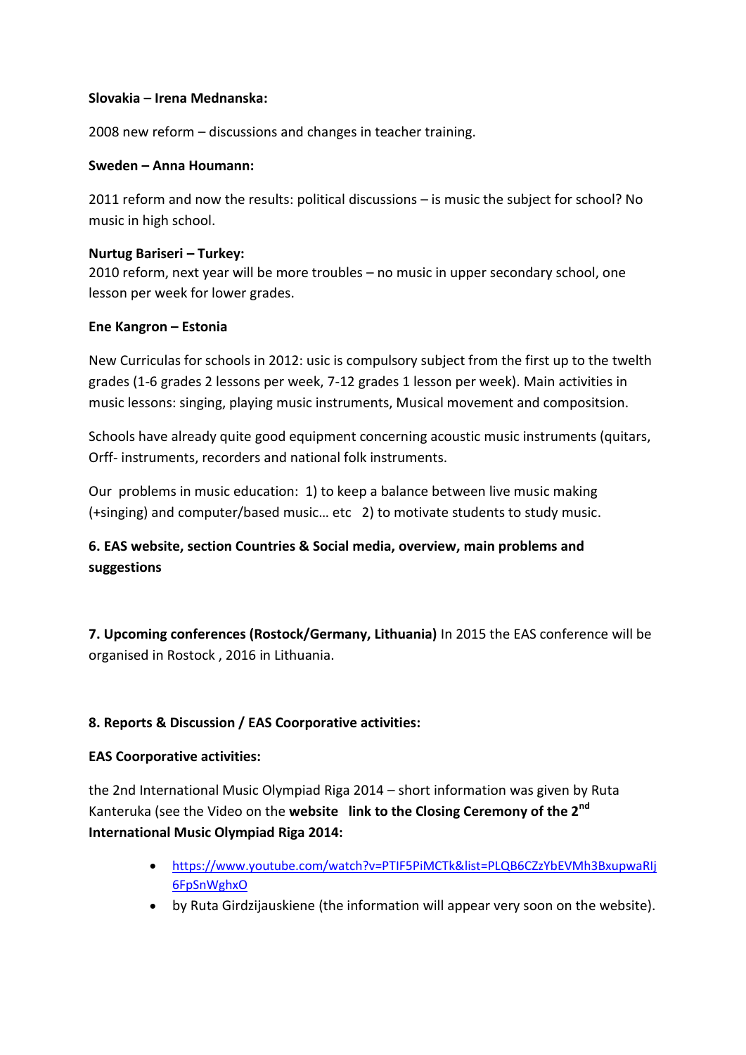**Slovakia – Irena Mednanska:**

2008 new reform – discussions and changes in teacher training.

**Sweden – Anna Houmann:**

2011 reform and now the results: political discussions – is music the subject for school? No music in high school.

**Nurtug Bariseri – Turkey:**
2010 reform, next year will be more troubles – no music in upper secondary school, one lesson per week for lower grades.

**Ene Kangron – Estonia**

New Curriculas for schools in 2012: usic is compulsory subject from the first up to the twelth grades (1-6 grades 2 lessons per week, 7-12 grades 1 lesson per week). Main activities in music lessons: singing, playing music instruments, Musical movement and compositsion.

Schools have already quite good equipment concerning acoustic music instruments (quitars, Orff- instruments, recorders and national folk instruments.

Our problems in music education: 1) to keep a balance between live music making (+singing) and computer/based music… etc 2) to motivate students to study music.

**6. EAS website, section Countries & Social media, overview, main problems and suggestions**

**7. Upcoming conferences (Rostock/Germany, Lithuania)** In 2015 the EAS conference will be organised in Rostock , 2016 in Lithuania.

**8. Reports & Discussion / EAS Coorporative activities:**

**EAS Coorporative activities:**

the 2nd International Music Olympiad Riga 2014 – short information was given by Ruta Kanteruka (see the Video on the **website link to the Closing Ceremony of the 2nd International Music Olympiad Riga 2014:**

- https://www.youtube.com/watch?v=PTIF5PiMCTk&list=PLQB6CZzYbEVMh3BxupwaRIj6FpSnWghxO
- by Ruta Girdzijauskiene (the information will appear very soon on the website).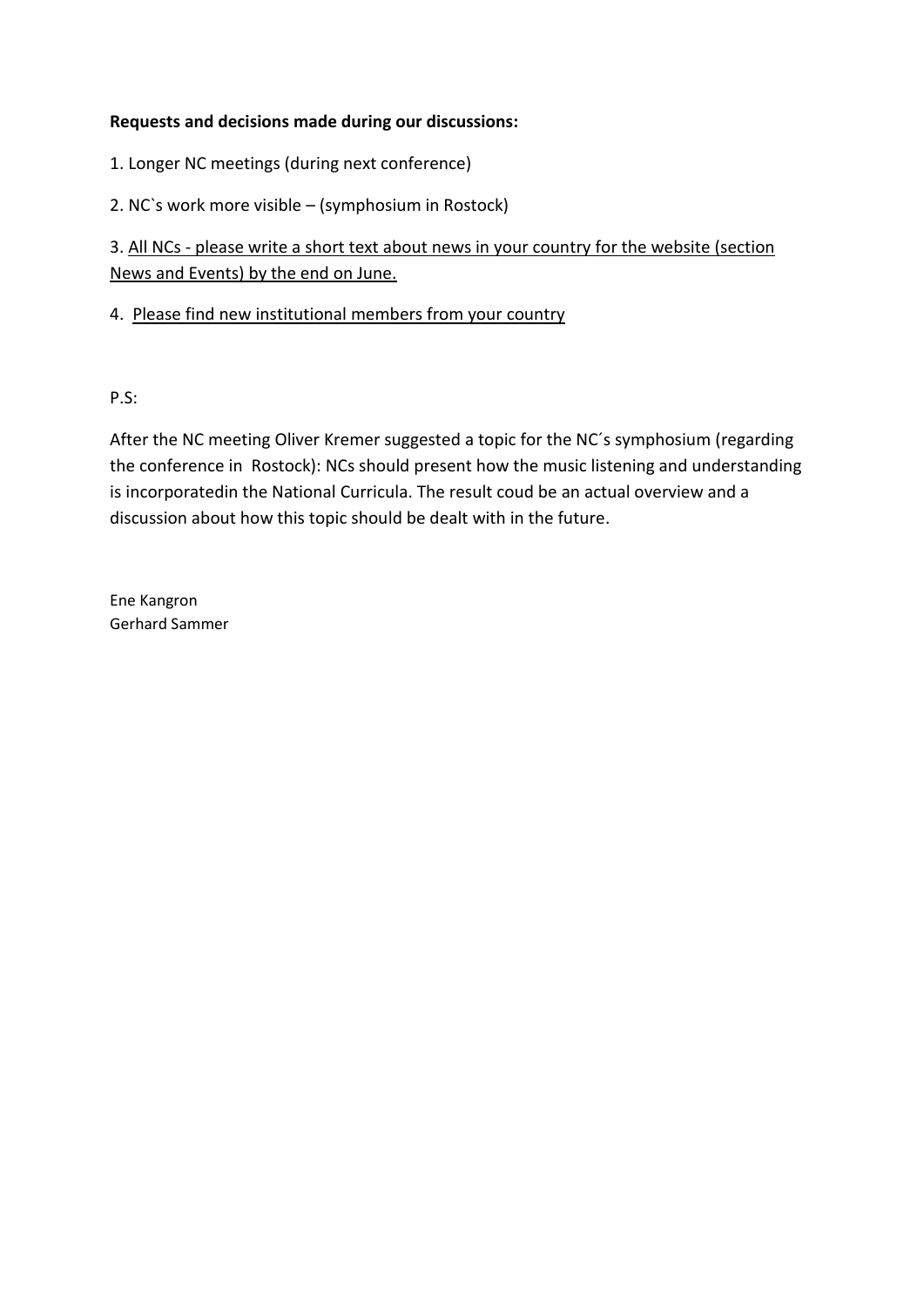**Requests and decisions made during our discussions:**

1. Longer NC meetings (during next conference)

2. NC`s work more visible – (symphosium in Rostock)

3. <u>All NCs - please write a short text about news in your country for the website (section News and Events) by the end on June.</u>

4. <u>Please find new institutional members from your country</u>

P.S:

After the NC meeting Oliver Kremer suggested a topic for the NC´s symphosium (regarding the conference in Rostock): NCs should present how the music listening and understanding is incorporatedin the National Curricula. The result coud be an actual overview and a discussion about how this topic should be dealt with in the future.

Ene Kangron
Gerhard Sammer